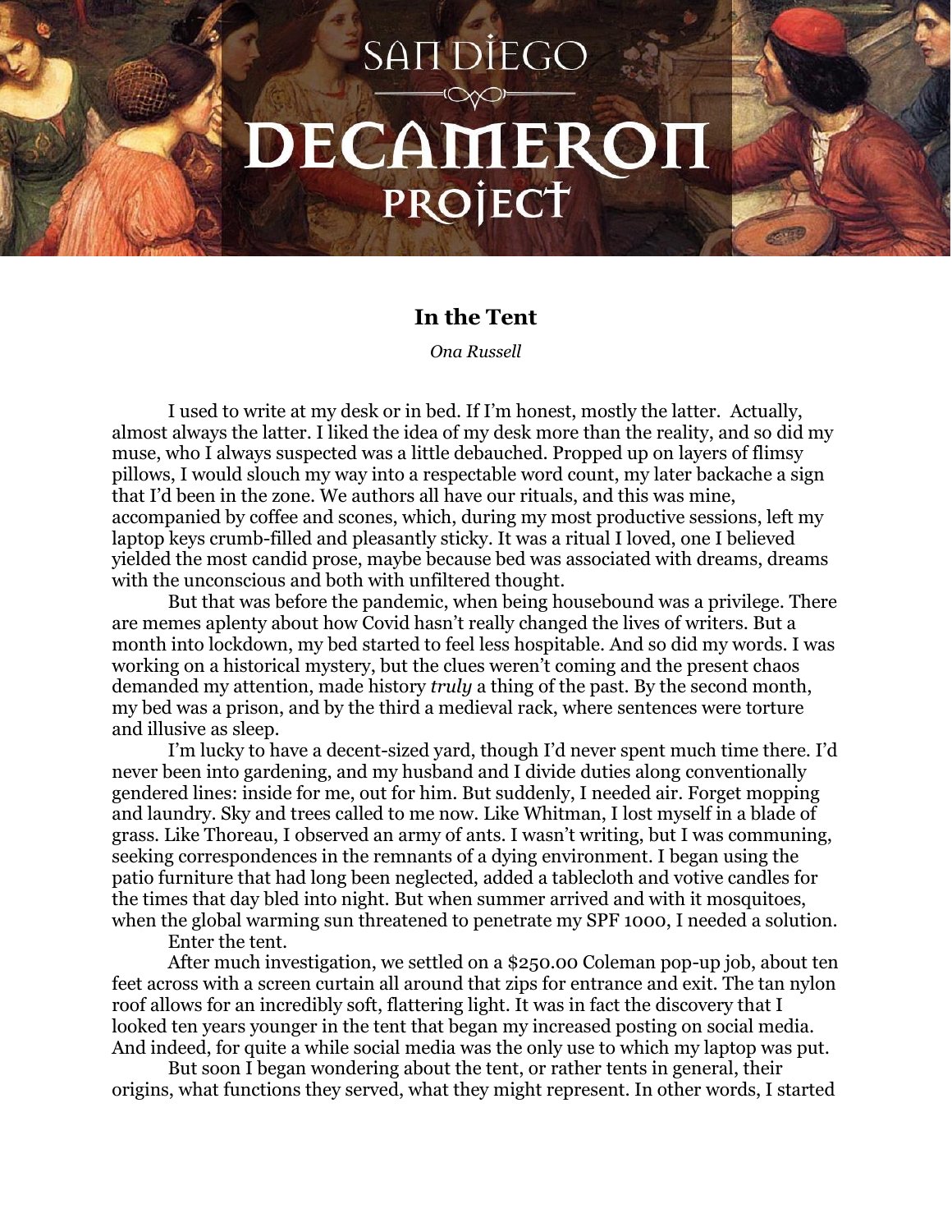# In the Tent

*Ona Russell*

I used to write at my desk or in bed. If I'm honest, mostly the latter. Actually, almost always the latter. I liked the idea of my desk more than the reality, and so did my muse, who I always suspected was a little debauched. Propped up on layers of flimsy pillows, I would slouch my way into a respectable word count, my later backache a sign that I'd been in the zone. We authors all have our rituals, and this was mine, accompanied by coffee and scones, which, during my most productive sessions, left my laptop keys crumb-filled and pleasantly sticky. It was a ritual I loved, one I believed yielded the most candid prose, maybe because bed was associated with dreams, dreams with the unconscious and both with unfiltered thought.

But that was before the pandemic, when being housebound was a privilege. There are memes aplenty about how Covid hasn't really changed the lives of writers. But a month into lockdown, my bed started to feel less hospitable. And so did my words. I was working on a historical mystery, but the clues weren't coming and the present chaos demanded my attention, made history *truly* a thing of the past. By the second month, my bed was a prison, and by the third a medieval rack, where sentences were torture and illusive as sleep.

I'm lucky to have a decent-sized yard, though I'd never spent much time there. I'd never been into gardening, and my husband and I divide duties along conventionally gendered lines: inside for me, out for him. But suddenly, I needed air. Forget mopping and laundry. Sky and trees called to me now. Like Whitman, I lost myself in a blade of grass. Like Thoreau, I observed an army of ants. I wasn't writing, but I was communing, seeking correspondences in the remnants of a dying environment. I began using the patio furniture that had long been neglected, added a tablecloth and votive candles for the times that day bled into night. But when summer arrived and with it mosquitoes, when the global warming sun threatened to penetrate my SPF 1000, I needed a solution.

Enter the tent.

After much investigation, we settled on a $250.00 Coleman pop-up job, about ten feet across with a screen curtain all around that zips for entrance and exit. The tan nylon roof allows for an incredibly soft, flattering light. It was in fact the discovery that I looked ten years younger in the tent that began my increased posting on social media. And indeed, for quite a while social media was the only use to which my laptop was put.

But soon I began wondering about the tent, or rather tents in general, their origins, what functions they served, what they might represent. In other words, I started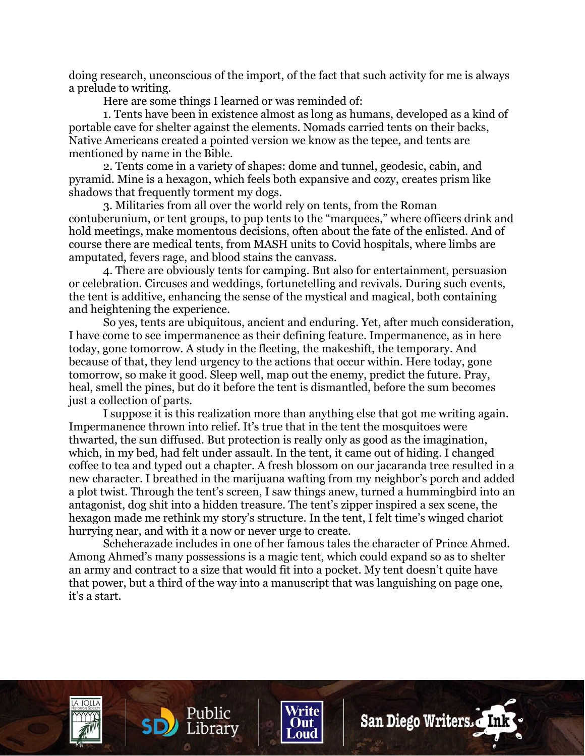doing research, unconscious of the import, of the fact that such activity for me is always a prelude to writing.

Here are some things I learned or was reminded of:

1. Tents have been in existence almost as long as humans, developed as a kind of portable cave for shelter against the elements. Nomads carried tents on their backs, Native Americans created a pointed version we know as the tepee, and tents are mentioned by name in the Bible.

2. Tents come in a variety of shapes: dome and tunnel, geodesic, cabin, and pyramid. Mine is a hexagon, which feels both expansive and cozy, creates prism like shadows that frequently torment my dogs.

3. Militaries from all over the world rely on tents, from the Roman contuberunium, or tent groups, to pup tents to the "marquees," where officers drink and hold meetings, make momentous decisions, often about the fate of the enlisted. And of course there are medical tents, from MASH units to Covid hospitals, where limbs are amputated, fevers rage, and blood stains the canvass.

4. There are obviously tents for camping. But also for entertainment, persuasion or celebration. Circuses and weddings, fortunetelling and revivals. During such events, the tent is additive, enhancing the sense of the mystical and magical, both containing and heightening the experience.

So yes, tents are ubiquitous, ancient and enduring. Yet, after much consideration, I have come to see impermanence as their defining feature. Impermanence, as in here today, gone tomorrow. A study in the fleeting, the makeshift, the temporary. And because of that, they lend urgency to the actions that occur within. Here today, gone tomorrow, so make it good. Sleep well, map out the enemy, predict the future. Pray, heal, smell the pines, but do it before the tent is dismantled, before the sum becomes just a collection of parts.

I suppose it is this realization more than anything else that got me writing again. Impermanence thrown into relief. It's true that in the tent the mosquitoes were thwarted, the sun diffused. But protection is really only as good as the imagination, which, in my bed, had felt under assault. In the tent, it came out of hiding. I changed coffee to tea and typed out a chapter. A fresh blossom on our jacaranda tree resulted in a new character. I breathed in the marijuana wafting from my neighbor's porch and added a plot twist. Through the tent's screen, I saw things anew, turned a hummingbird into an antagonist, dog shit into a hidden treasure. The tent's zipper inspired a sex scene, the hexagon made me rethink my story's structure. In the tent, I felt time's winged chariot hurrying near, and with it a now or never urge to create.

Scheherazade includes in one of her famous tales the character of Prince Ahmed. Among Ahmed's many possessions is a magic tent, which could expand so as to shelter an army and contract to a size that would fit into a pocket. My tent doesn't quite have that power, but a third of the way into a manuscript that was languishing on page one, it's a start.